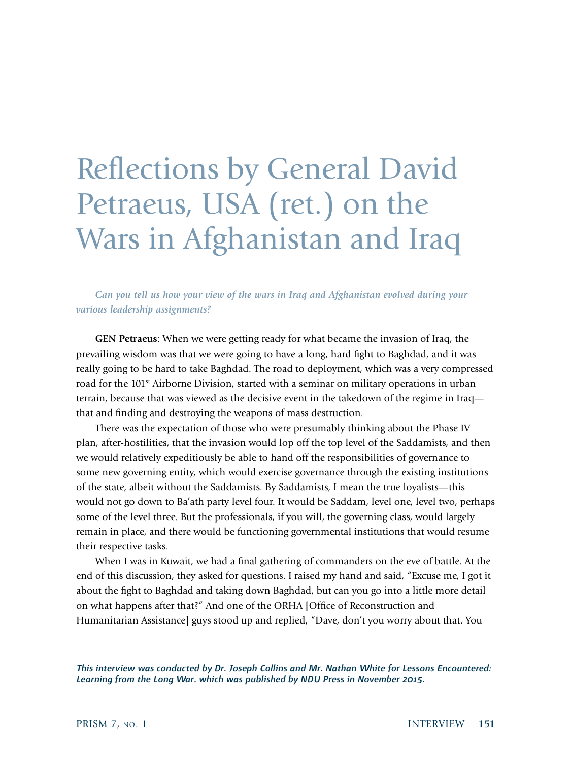# Reflections by General David Petraeus, USA (ret.) on the Wars in Afghanistan and Iraq

***Can you tell us how your view of the wars in Iraq and Afghanistan evolved during your various leadership assignments?***

**GEN Petraeus**: When we were getting ready for what became the invasion of Iraq, the prevailing wisdom was that we were going to have a long, hard fight to Baghdad, and it was really going to be hard to take Baghdad. The road to deployment, which was a very compressed road for the 101st Airborne Division, started with a seminar on military operations in urban terrain, because that was viewed as the decisive event in the takedown of the regime in Iraq—that and finding and destroying the weapons of mass destruction.

There was the expectation of those who were presumably thinking about the Phase IV plan, after-hostilities, that the invasion would lop off the top level of the Saddamists, and then we would relatively expeditiously be able to hand off the responsibilities of governance to some new governing entity, which would exercise governance through the existing institutions of the state, albeit without the Saddamists. By Saddamists, I mean the true loyalists—this would not go down to Ba'ath party level four. It would be Saddam, level one, level two, perhaps some of the level three. But the professionals, if you will, the governing class, would largely remain in place, and there would be functioning governmental institutions that would resume their respective tasks.

When I was in Kuwait, we had a final gathering of commanders on the eve of battle. At the end of this discussion, they asked for questions. I raised my hand and said, "Excuse me, I got it about the fight to Baghdad and taking down Baghdad, but can you go into a little more detail on what happens after that?" And one of the ORHA [Office of Reconstruction and Humanitarian Assistance] guys stood up and replied, "Dave, don't you worry about that. You

***This interview was conducted by Dr. Joseph Collins and Mr. Nathan White for Lessons Encountered: Learning from the Long War, which was published by NDU Press in November 2015.***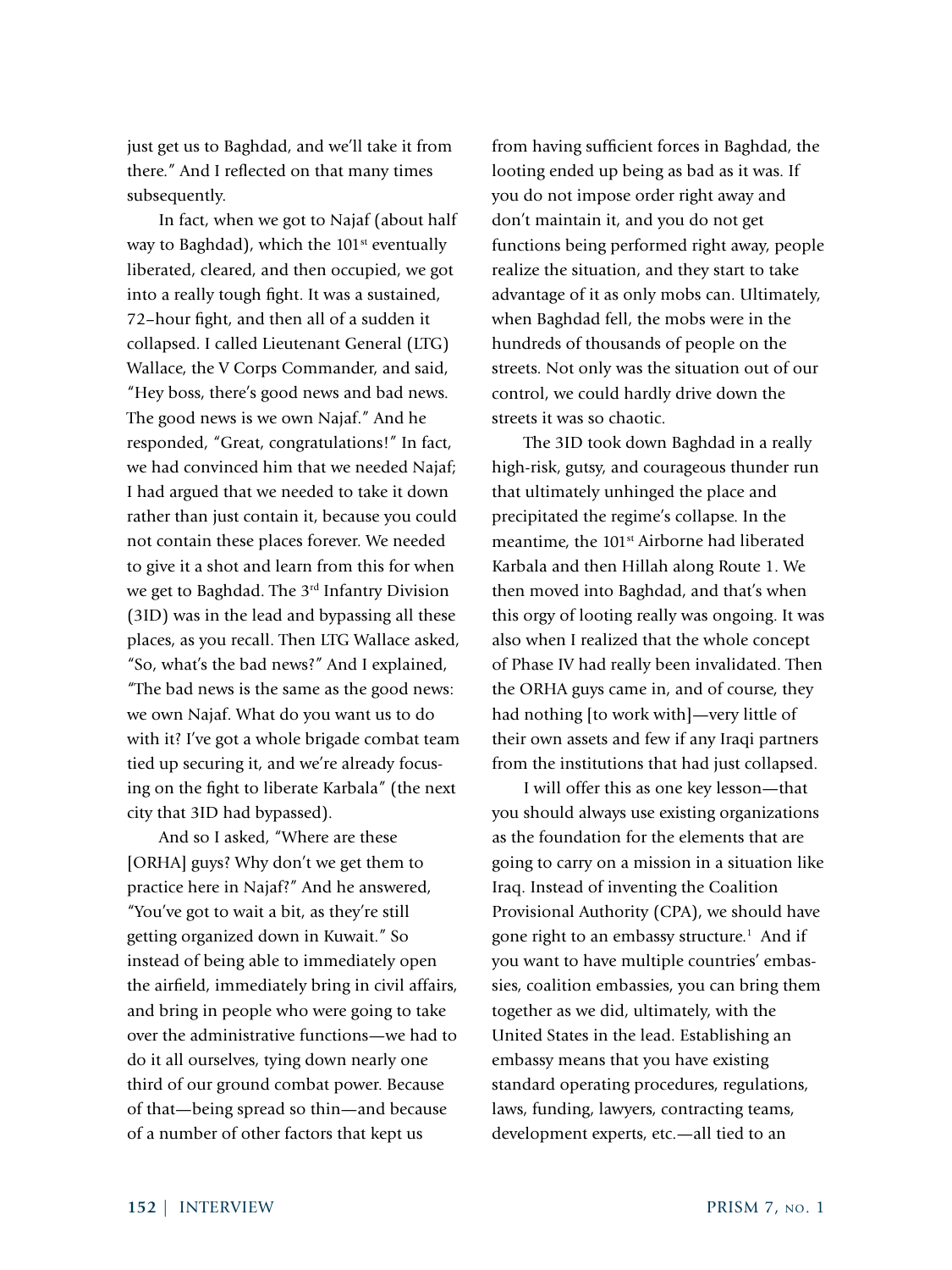just get us to Baghdad, and we'll take it from there." And I reflected on that many times subsequently.

In fact, when we got to Najaf (about half way to Baghdad), which the 101st eventually liberated, cleared, and then occupied, we got into a really tough fight. It was a sustained, 72–hour fight, and then all of a sudden it collapsed. I called Lieutenant General (LTG) Wallace, the V Corps Commander, and said, "Hey boss, there's good news and bad news. The good news is we own Najaf." And he responded, "Great, congratulations!" In fact, we had convinced him that we needed Najaf; I had argued that we needed to take it down rather than just contain it, because you could not contain these places forever. We needed to give it a shot and learn from this for when we get to Baghdad. The 3rd Infantry Division (3ID) was in the lead and bypassing all these places, as you recall. Then LTG Wallace asked, "So, what's the bad news?" And I explained, "The bad news is the same as the good news: we own Najaf. What do you want us to do with it? I've got a whole brigade combat team tied up securing it, and we're already focusing on the fight to liberate Karbala" (the next city that 3ID had bypassed).

And so I asked, "Where are these [ORHA] guys? Why don't we get them to practice here in Najaf?" And he answered, "You've got to wait a bit, as they're still getting organized down in Kuwait." So instead of being able to immediately open the airfield, immediately bring in civil affairs, and bring in people who were going to take over the administrative functions—we had to do it all ourselves, tying down nearly one third of our ground combat power. Because of that—being spread so thin—and because of a number of other factors that kept us from having sufficient forces in Baghdad, the looting ended up being as bad as it was. If you do not impose order right away and don't maintain it, and you do not get functions being performed right away, people realize the situation, and they start to take advantage of it as only mobs can. Ultimately, when Baghdad fell, the mobs were in the hundreds of thousands of people on the streets. Not only was the situation out of our control, we could hardly drive down the streets it was so chaotic.

The 3ID took down Baghdad in a really high-risk, gutsy, and courageous thunder run that ultimately unhinged the place and precipitated the regime's collapse. In the meantime, the 101st Airborne had liberated Karbala and then Hillah along Route 1. We then moved into Baghdad, and that's when this orgy of looting really was ongoing. It was also when I realized that the whole concept of Phase IV had really been invalidated. Then the ORHA guys came in, and of course, they had nothing [to work with]—very little of their own assets and few if any Iraqi partners from the institutions that had just collapsed.

I will offer this as one key lesson—that you should always use existing organizations as the foundation for the elements that are going to carry on a mission in a situation like Iraq. Instead of inventing the Coalition Provisional Authority (CPA), we should have gone right to an embassy structure.[1] And if you want to have multiple countries' embassies, coalition embassies, you can bring them together as we did, ultimately, with the United States in the lead. Establishing an embassy means that you have existing standard operating procedures, regulations, laws, funding, lawyers, contracting teams, development experts, etc.—all tied to an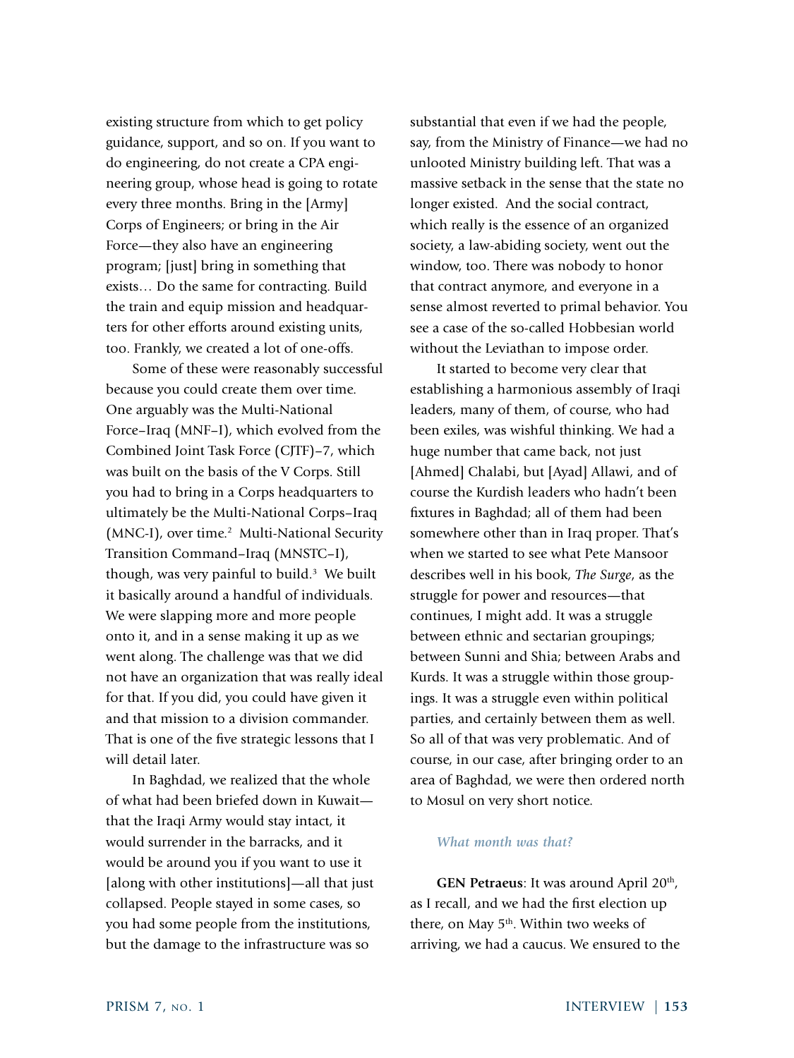existing structure from which to get policy guidance, support, and so on. If you want to do engineering, do not create a CPA engineering group, whose head is going to rotate every three months. Bring in the [Army] Corps of Engineers; or bring in the Air Force—they also have an engineering program; [just] bring in something that exists… Do the same for contracting. Build the train and equip mission and headquarters for other efforts around existing units, too. Frankly, we created a lot of one-offs.

Some of these were reasonably successful because you could create them over time. One arguably was the Multi-National Force–Iraq (MNF–I), which evolved from the Combined Joint Task Force (CJTF)–7, which was built on the basis of the V Corps. Still you had to bring in a Corps headquarters to ultimately be the Multi-National Corps–Iraq (MNC-I), over time.[2] Multi-National Security Transition Command–Iraq (MNSTC–I), though, was very painful to build.[3] We built it basically around a handful of individuals. We were slapping more and more people onto it, and in a sense making it up as we went along. The challenge was that we did not have an organization that was really ideal for that. If you did, you could have given it and that mission to a division commander. That is one of the five strategic lessons that I will detail later.

In Baghdad, we realized that the whole of what had been briefed down in Kuwait—that the Iraqi Army would stay intact, it would surrender in the barracks, and it would be around you if you want to use it [along with other institutions]—all that just collapsed. People stayed in some cases, so you had some people from the institutions, but the damage to the infrastructure was so substantial that even if we had the people, say, from the Ministry of Finance—we had no unlooted Ministry building left. That was a massive setback in the sense that the state no longer existed. And the social contract, which really is the essence of an organized society, a law-abiding society, went out the window, too. There was nobody to honor that contract anymore, and everyone in a sense almost reverted to primal behavior. You see a case of the so-called Hobbesian world without the Leviathan to impose order.

It started to become very clear that establishing a harmonious assembly of Iraqi leaders, many of them, of course, who had been exiles, was wishful thinking. We had a huge number that came back, not just [Ahmed] Chalabi, but [Ayad] Allawi, and of course the Kurdish leaders who hadn't been fixtures in Baghdad; all of them had been somewhere other than in Iraq proper. That's when we started to see what Pete Mansoor describes well in his book, *The Surge*, as the struggle for power and resources—that continues, I might add. It was a struggle between ethnic and sectarian groupings; between Sunni and Shia; between Arabs and Kurds. It was a struggle within those groupings. It was a struggle even within political parties, and certainly between them as well. So all of that was very problematic. And of course, in our case, after bringing order to an area of Baghdad, we were then ordered north to Mosul on very short notice.

*What month was that?*

**GEN Petraeus**: It was around April 20th, as I recall, and we had the first election up there, on May 5th. Within two weeks of arriving, we had a caucus. We ensured to the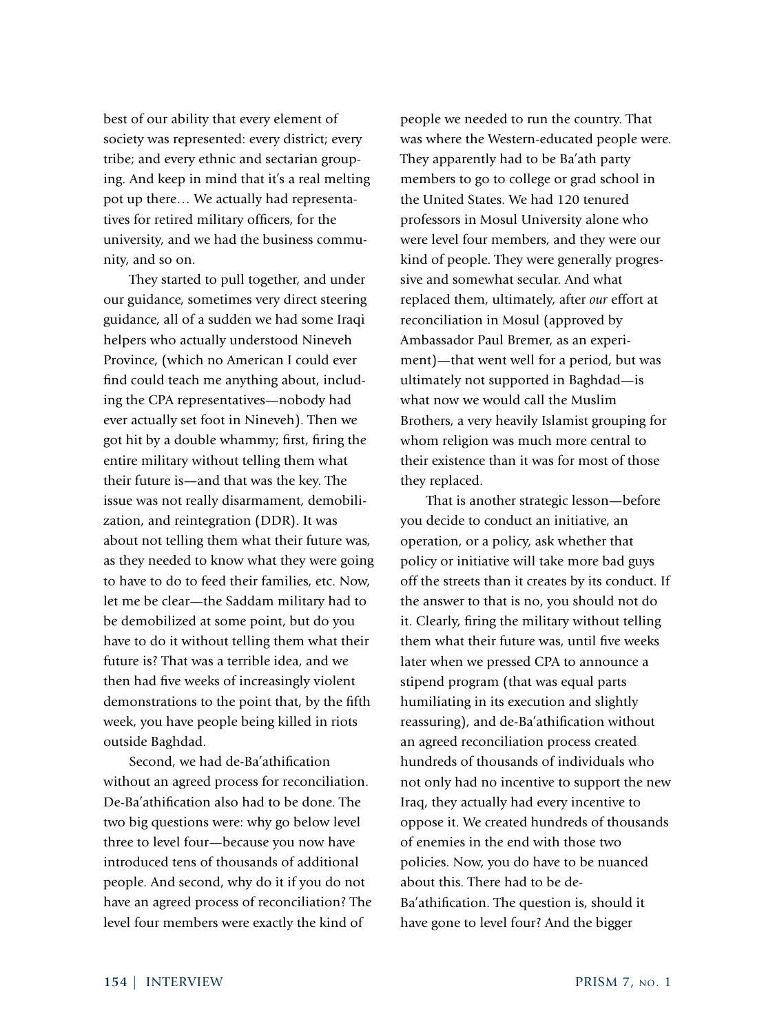best of our ability that every element of society was represented: every district; every tribe; and every ethnic and sectarian grouping. And keep in mind that it's a real melting pot up there… We actually had representatives for retired military officers, for the university, and we had the business community, and so on.

They started to pull together, and under our guidance, sometimes very direct steering guidance, all of a sudden we had some Iraqi helpers who actually understood Nineveh Province, (which no American I could ever find could teach me anything about, including the CPA representatives—nobody had ever actually set foot in Nineveh). Then we got hit by a double whammy; first, firing the entire military without telling them what their future is—and that was the key. The issue was not really disarmament, demobilization, and reintegration (DDR). It was about not telling them what their future was, as they needed to know what they were going to have to do to feed their families, etc. Now, let me be clear—the Saddam military had to be demobilized at some point, but do you have to do it without telling them what their future is? That was a terrible idea, and we then had five weeks of increasingly violent demonstrations to the point that, by the fifth week, you have people being killed in riots outside Baghdad.

Second, we had de-Ba'athification without an agreed process for reconciliation. De-Ba'athification also had to be done. The two big questions were: why go below level three to level four—because you now have introduced tens of thousands of additional people. And second, why do it if you do not have an agreed process of reconciliation? The level four members were exactly the kind of people we needed to run the country. That was where the Western-educated people were. They apparently had to be Ba'ath party members to go to college or grad school in the United States. We had 120 tenured professors in Mosul University alone who were level four members, and they were our kind of people. They were generally progressive and somewhat secular. And what replaced them, ultimately, after *our* effort at reconciliation in Mosul (approved by Ambassador Paul Bremer, as an experiment)—that went well for a period, but was ultimately not supported in Baghdad—is what now we would call the Muslim Brothers, a very heavily Islamist grouping for whom religion was much more central to their existence than it was for most of those they replaced.

That is another strategic lesson—before you decide to conduct an initiative, an operation, or a policy, ask whether that policy or initiative will take more bad guys off the streets than it creates by its conduct. If the answer to that is no, you should not do it. Clearly, firing the military without telling them what their future was, until five weeks later when we pressed CPA to announce a stipend program (that was equal parts humiliating in its execution and slightly reassuring), and de-Ba'athification without an agreed reconciliation process created hundreds of thousands of individuals who not only had no incentive to support the new Iraq, they actually had every incentive to oppose it. We created hundreds of thousands of enemies in the end with those two policies. Now, you do have to be nuanced about this. There had to be de-Ba'athification. The question is, should it have gone to level four? And the bigger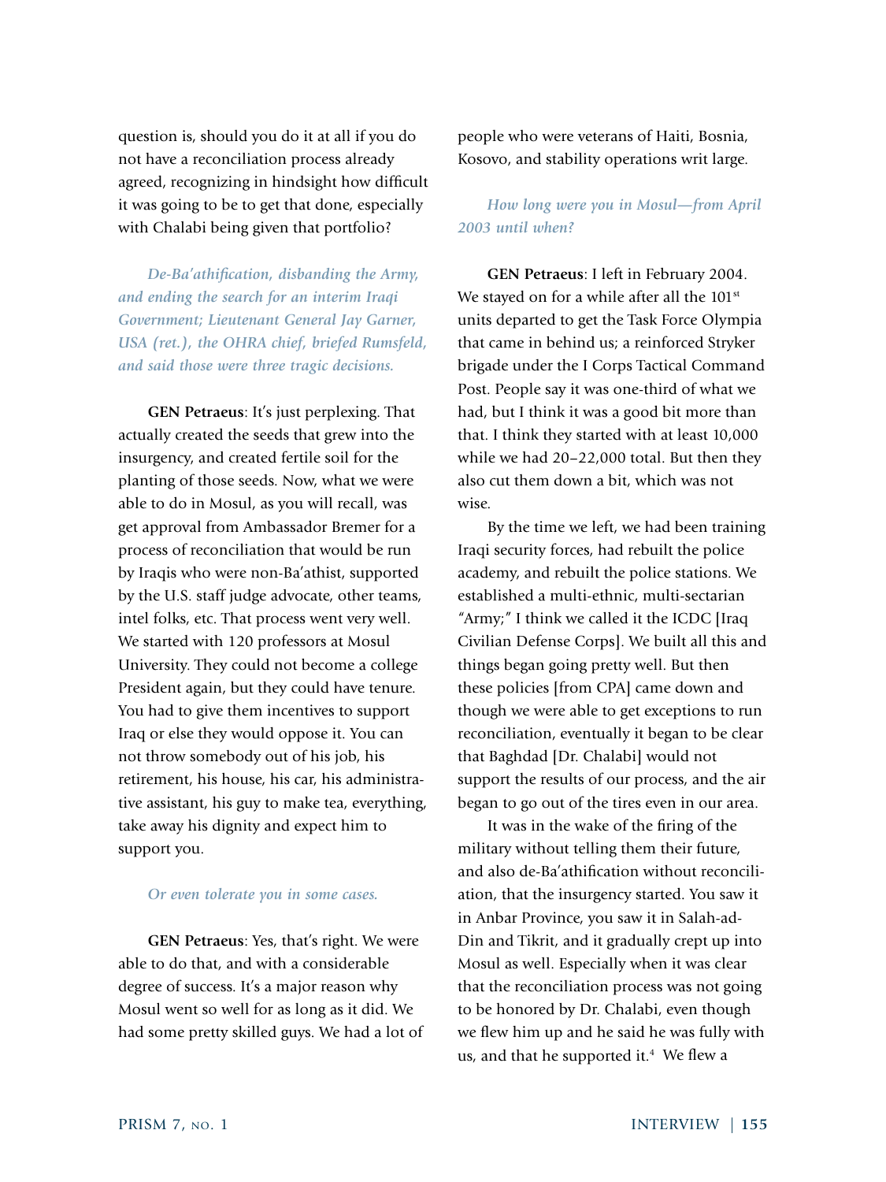question is, should you do it at all if you do not have a reconciliation process already agreed, recognizing in hindsight how difficult it was going to be to get that done, especially with Chalabi being given that portfolio?

*De-Ba'athification, disbanding the Army, and ending the search for an interim Iraqi Government; Lieutenant General Jay Garner, USA (ret.), the OHRA chief, briefed Rumsfeld, and said those were three tragic decisions.*

**GEN Petraeus**: It's just perplexing. That actually created the seeds that grew into the insurgency, and created fertile soil for the planting of those seeds. Now, what we were able to do in Mosul, as you will recall, was get approval from Ambassador Bremer for a process of reconciliation that would be run by Iraqis who were non-Ba'athist, supported by the U.S. staff judge advocate, other teams, intel folks, etc. That process went very well. We started with 120 professors at Mosul University. They could not become a college President again, but they could have tenure. You had to give them incentives to support Iraq or else they would oppose it. You can not throw somebody out of his job, his retirement, his house, his car, his administrative assistant, his guy to make tea, everything, take away his dignity and expect him to support you.

*Or even tolerate you in some cases.*

**GEN Petraeus**: Yes, that's right. We were able to do that, and with a considerable degree of success. It's a major reason why Mosul went so well for as long as it did. We had some pretty skilled guys. We had a lot of people who were veterans of Haiti, Bosnia, Kosovo, and stability operations writ large.

*How long were you in Mosul—from April 2003 until when?*

**GEN Petraeus**: I left in February 2004. We stayed on for a while after all the 101st units departed to get the Task Force Olympia that came in behind us; a reinforced Stryker brigade under the I Corps Tactical Command Post. People say it was one-third of what we had, but I think it was a good bit more than that. I think they started with at least 10,000 while we had 20–22,000 total. But then they also cut them down a bit, which was not wise.

By the time we left, we had been training Iraqi security forces, had rebuilt the police academy, and rebuilt the police stations. We established a multi-ethnic, multi-sectarian "Army;" I think we called it the ICDC [Iraq Civilian Defense Corps]. We built all this and things began going pretty well. But then these policies [from CPA] came down and though we were able to get exceptions to run reconciliation, eventually it began to be clear that Baghdad [Dr. Chalabi] would not support the results of our process, and the air began to go out of the tires even in our area.

It was in the wake of the firing of the military without telling them their future, and also de-Ba'athification without reconciliation, that the insurgency started. You saw it in Anbar Province, you saw it in Salah-ad-Din and Tikrit, and it gradually crept up into Mosul as well. Especially when it was clear that the reconciliation process was not going to be honored by Dr. Chalabi, even though we flew him up and he said he was fully with us, and that he supported it.[4] We flew a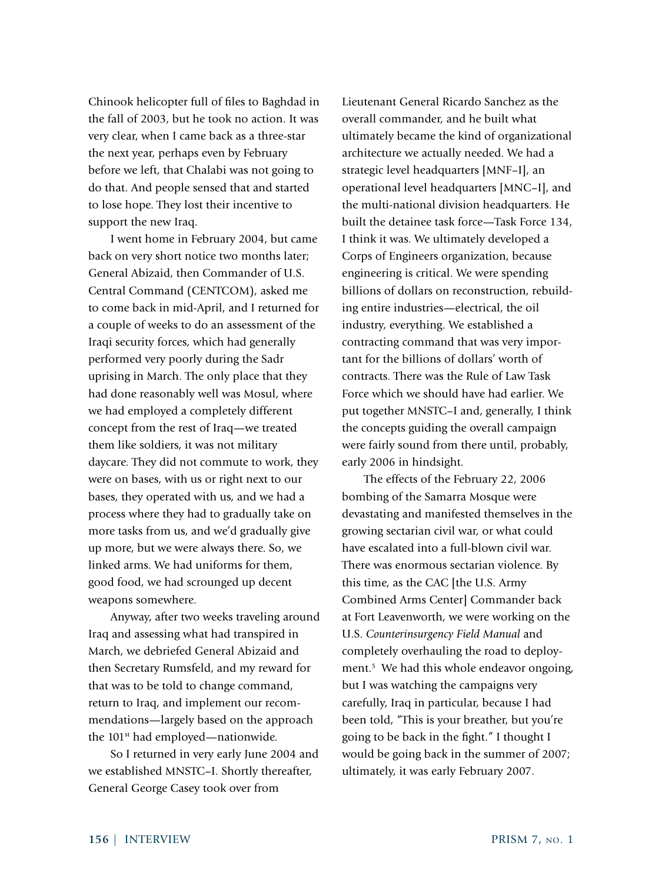Chinook helicopter full of files to Baghdad in the fall of 2003, but he took no action. It was very clear, when I came back as a three-star the next year, perhaps even by February before we left, that Chalabi was not going to do that. And people sensed that and started to lose hope. They lost their incentive to support the new Iraq.

I went home in February 2004, but came back on very short notice two months later; General Abizaid, then Commander of U.S. Central Command (CENTCOM), asked me to come back in mid-April, and I returned for a couple of weeks to do an assessment of the Iraqi security forces, which had generally performed very poorly during the Sadr uprising in March. The only place that they had done reasonably well was Mosul, where we had employed a completely different concept from the rest of Iraq—we treated them like soldiers, it was not military daycare. They did not commute to work, they were on bases, with us or right next to our bases, they operated with us, and we had a process where they had to gradually take on more tasks from us, and we'd gradually give up more, but we were always there. So, we linked arms. We had uniforms for them, good food, we had scrounged up decent weapons somewhere.

Anyway, after two weeks traveling around Iraq and assessing what had transpired in March, we debriefed General Abizaid and then Secretary Rumsfeld, and my reward for that was to be told to change command, return to Iraq, and implement our recommendations—largely based on the approach the 101st had employed—nationwide.

So I returned in very early June 2004 and we established MNSTC–I. Shortly thereafter, General George Casey took over from Lieutenant General Ricardo Sanchez as the overall commander, and he built what ultimately became the kind of organizational architecture we actually needed. We had a strategic level headquarters [MNF–I], an operational level headquarters [MNC–I], and the multi-national division headquarters. He built the detainee task force—Task Force 134, I think it was. We ultimately developed a Corps of Engineers organization, because engineering is critical. We were spending billions of dollars on reconstruction, rebuilding entire industries—electrical, the oil industry, everything. We established a contracting command that was very important for the billions of dollars' worth of contracts. There was the Rule of Law Task Force which we should have had earlier. We put together MNSTC–I and, generally, I think the concepts guiding the overall campaign were fairly sound from there until, probably, early 2006 in hindsight.

The effects of the February 22, 2006 bombing of the Samarra Mosque were devastating and manifested themselves in the growing sectarian civil war, or what could have escalated into a full-blown civil war. There was enormous sectarian violence. By this time, as the CAC [the U.S. Army Combined Arms Center] Commander back at Fort Leavenworth, we were working on the U.S. *Counterinsurgency Field Manual* and completely overhauling the road to deployment.[5] We had this whole endeavor ongoing, but I was watching the campaigns very carefully, Iraq in particular, because I had been told, "This is your breather, but you're going to be back in the fight." I thought I would be going back in the summer of 2007; ultimately, it was early February 2007.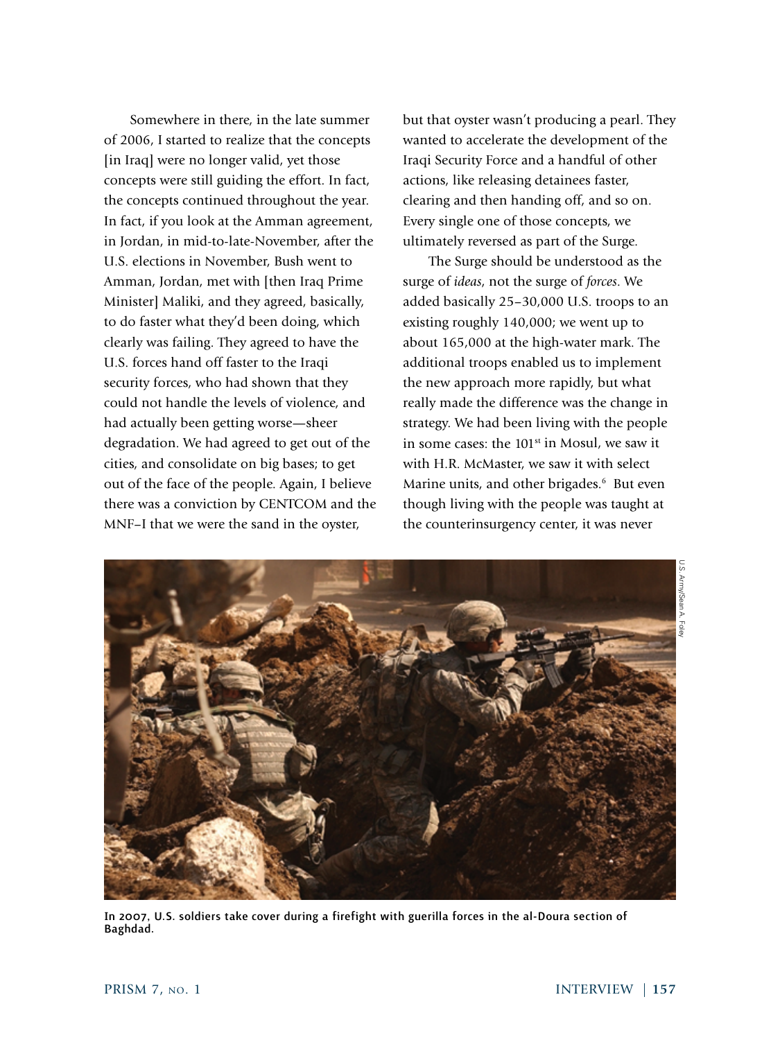Somewhere in there, in the late summer of 2006, I started to realize that the concepts [in Iraq] were no longer valid, yet those concepts were still guiding the effort. In fact, the concepts continued throughout the year. In fact, if you look at the Amman agreement, in Jordan, in mid-to-late-November, after the U.S. elections in November, Bush went to Amman, Jordan, met with [then Iraq Prime Minister] Maliki, and they agreed, basically, to do faster what they'd been doing, which clearly was failing. They agreed to have the U.S. forces hand off faster to the Iraqi security forces, who had shown that they could not handle the levels of violence, and had actually been getting worse—sheer degradation. We had agreed to get out of the cities, and consolidate on big bases; to get out of the face of the people. Again, I believe there was a conviction by CENTCOM and the MNF–I that we were the sand in the oyster, but that oyster wasn't producing a pearl. They wanted to accelerate the development of the Iraqi Security Force and a handful of other actions, like releasing detainees faster, clearing and then handing off, and so on. Every single one of those concepts, we ultimately reversed as part of the Surge.

The Surge should be understood as the surge of *ideas*, not the surge of *forces*. We added basically 25–30,000 U.S. troops to an existing roughly 140,000; we went up to about 165,000 at the high-water mark. The additional troops enabled us to implement the new approach more rapidly, but what really made the difference was the change in strategy. We had been living with the people in some cases: the 101st in Mosul, we saw it with H.R. McMaster, we saw it with select Marine units, and other brigades.[6] But even though living with the people was taught at the counterinsurgency center, it was never

U.S. Army/Sean A. Foley

**In 2007, U.S. soldiers take cover during a firefight with guerilla forces in the al-Doura section of Baghdad.**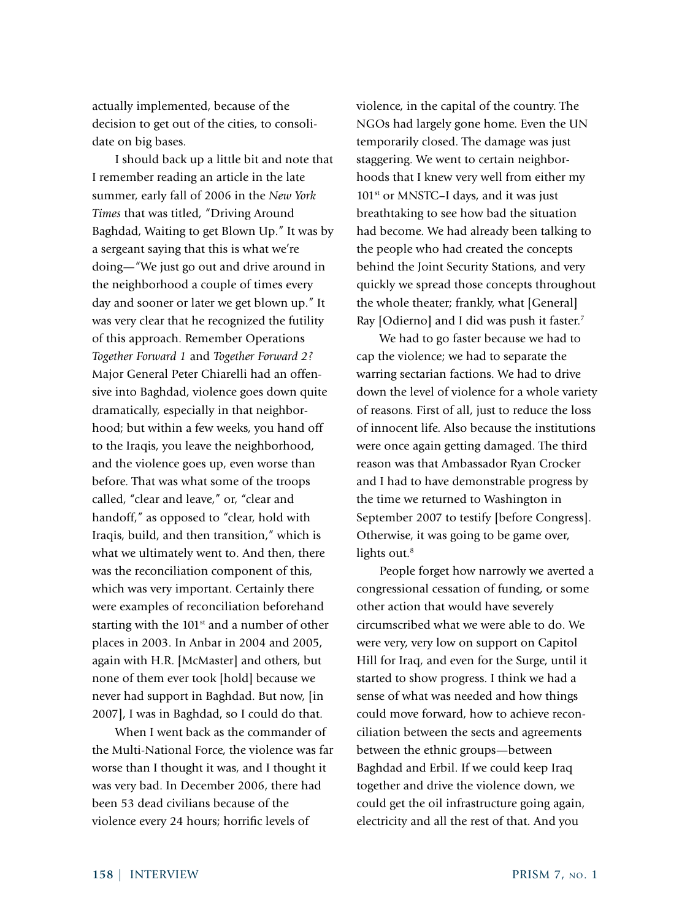actually implemented, because of the decision to get out of the cities, to consolidate on big bases.

I should back up a little bit and note that I remember reading an article in the late summer, early fall of 2006 in the *New York Times* that was titled, "Driving Around Baghdad, Waiting to get Blown Up." It was by a sergeant saying that this is what we're doing—"We just go out and drive around in the neighborhood a couple of times every day and sooner or later we get blown up." It was very clear that he recognized the futility of this approach. Remember Operations *Together Forward 1* and *Together Forward 2*? Major General Peter Chiarelli had an offensive into Baghdad, violence goes down quite dramatically, especially in that neighborhood; but within a few weeks, you hand off to the Iraqis, you leave the neighborhood, and the violence goes up, even worse than before. That was what some of the troops called, "clear and leave," or, "clear and handoff," as opposed to "clear, hold with Iraqis, build, and then transition," which is what we ultimately went to. And then, there was the reconciliation component of this, which was very important. Certainly there were examples of reconciliation beforehand starting with the 101st and a number of other places in 2003. In Anbar in 2004 and 2005, again with H.R. [McMaster] and others, but none of them ever took [hold] because we never had support in Baghdad. But now, [in 2007], I was in Baghdad, so I could do that.

When I went back as the commander of the Multi-National Force, the violence was far worse than I thought it was, and I thought it was very bad. In December 2006, there had been 53 dead civilians because of the violence every 24 hours; horrific levels of violence, in the capital of the country. The NGOs had largely gone home. Even the UN temporarily closed. The damage was just staggering. We went to certain neighborhoods that I knew very well from either my 101st or MNSTC–I days, and it was just breathtaking to see how bad the situation had become. We had already been talking to the people who had created the concepts behind the Joint Security Stations, and very quickly we spread those concepts throughout the whole theater; frankly, what [General] Ray [Odierno] and I did was push it faster.[7]

We had to go faster because we had to cap the violence; we had to separate the warring sectarian factions. We had to drive down the level of violence for a whole variety of reasons. First of all, just to reduce the loss of innocent life. Also because the institutions were once again getting damaged. The third reason was that Ambassador Ryan Crocker and I had to have demonstrable progress by the time we returned to Washington in September 2007 to testify [before Congress]. Otherwise, it was going to be game over, lights out.[8]

People forget how narrowly we averted a congressional cessation of funding, or some other action that would have severely circumscribed what we were able to do. We were very, very low on support on Capitol Hill for Iraq, and even for the Surge, until it started to show progress. I think we had a sense of what was needed and how things could move forward, how to achieve reconciliation between the sects and agreements between the ethnic groups—between Baghdad and Erbil. If we could keep Iraq together and drive the violence down, we could get the oil infrastructure going again, electricity and all the rest of that. And you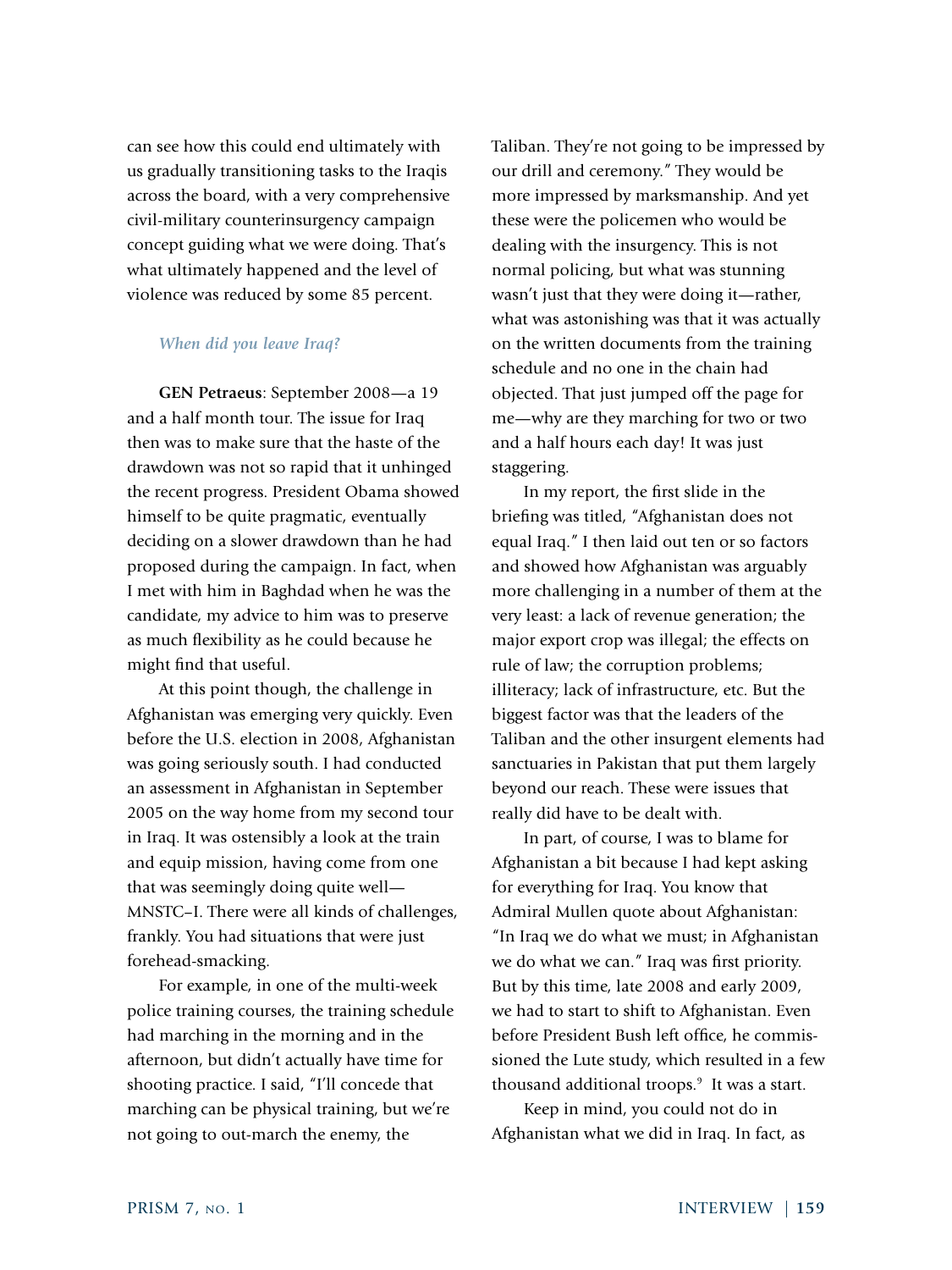can see how this could end ultimately with us gradually transitioning tasks to the Iraqis across the board, with a very comprehensive civil-military counterinsurgency campaign concept guiding what we were doing. That's what ultimately happened and the level of violence was reduced by some 85 percent.

***When did you leave Iraq?***

**GEN Petraeus**: September 2008—a 19 and a half month tour. The issue for Iraq then was to make sure that the haste of the drawdown was not so rapid that it unhinged the recent progress. President Obama showed himself to be quite pragmatic, eventually deciding on a slower drawdown than he had proposed during the campaign. In fact, when I met with him in Baghdad when he was the candidate, my advice to him was to preserve as much flexibility as he could because he might find that useful.

At this point though, the challenge in Afghanistan was emerging very quickly. Even before the U.S. election in 2008, Afghanistan was going seriously south. I had conducted an assessment in Afghanistan in September 2005 on the way home from my second tour in Iraq. It was ostensibly a look at the train and equip mission, having come from one that was seemingly doing quite well—MNSTC–I. There were all kinds of challenges, frankly. You had situations that were just forehead-smacking.

For example, in one of the multi-week police training courses, the training schedule had marching in the morning and in the afternoon, but didn't actually have time for shooting practice. I said, "I'll concede that marching can be physical training, but we're not going to out-march the enemy, the Taliban. They're not going to be impressed by our drill and ceremony." They would be more impressed by marksmanship. And yet these were the policemen who would be dealing with the insurgency. This is not normal policing, but what was stunning wasn't just that they were doing it—rather, what was astonishing was that it was actually on the written documents from the training schedule and no one in the chain had objected. That just jumped off the page for me—why are they marching for two or two and a half hours each day! It was just staggering.

In my report, the first slide in the briefing was titled, "Afghanistan does not equal Iraq." I then laid out ten or so factors and showed how Afghanistan was arguably more challenging in a number of them at the very least: a lack of revenue generation; the major export crop was illegal; the effects on rule of law; the corruption problems; illiteracy; lack of infrastructure, etc. But the biggest factor was that the leaders of the Taliban and the other insurgent elements had sanctuaries in Pakistan that put them largely beyond our reach. These were issues that really did have to be dealt with.

In part, of course, I was to blame for Afghanistan a bit because I had kept asking for everything for Iraq. You know that Admiral Mullen quote about Afghanistan: "In Iraq we do what we must; in Afghanistan we do what we can." Iraq was first priority. But by this time, late 2008 and early 2009, we had to start to shift to Afghanistan. Even before President Bush left office, he commissioned the Lute study, which resulted in a few thousand additional troops.[9] It was a start.

Keep in mind, you could not do in Afghanistan what we did in Iraq. In fact, as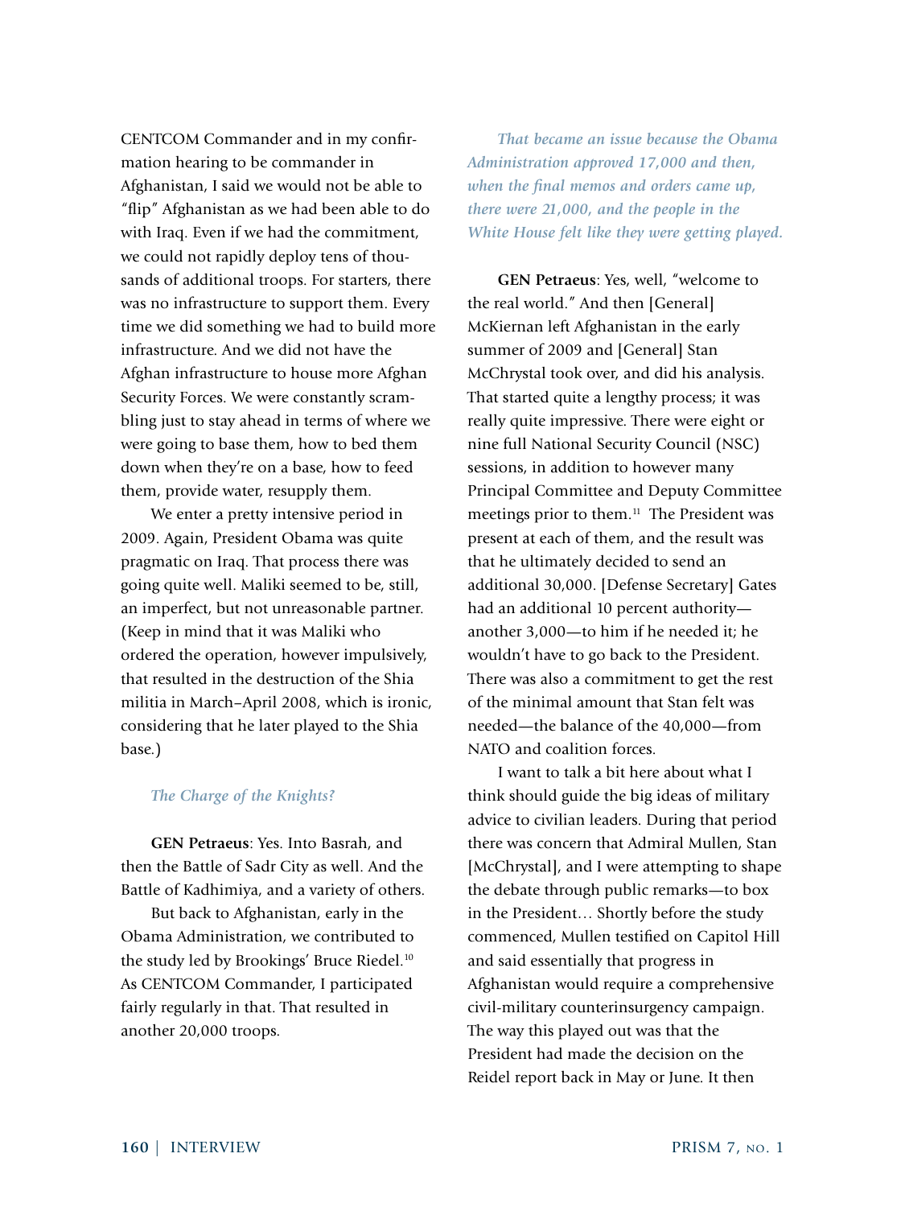CENTCOM Commander and in my confirmation hearing to be commander in Afghanistan, I said we would not be able to "flip" Afghanistan as we had been able to do with Iraq. Even if we had the commitment, we could not rapidly deploy tens of thousands of additional troops. For starters, there was no infrastructure to support them. Every time we did something we had to build more infrastructure. And we did not have the Afghan infrastructure to house more Afghan Security Forces. We were constantly scrambling just to stay ahead in terms of where we were going to base them, how to bed them down when they're on a base, how to feed them, provide water, resupply them.

We enter a pretty intensive period in 2009. Again, President Obama was quite pragmatic on Iraq. That process there was going quite well. Maliki seemed to be, still, an imperfect, but not unreasonable partner. (Keep in mind that it was Maliki who ordered the operation, however impulsively, that resulted in the destruction of the Shia militia in March–April 2008, which is ironic, considering that he later played to the Shia base.)

*The Charge of the Knights?*

**GEN Petraeus**: Yes. Into Basrah, and then the Battle of Sadr City as well. And the Battle of Kadhimiya, and a variety of others.

But back to Afghanistan, early in the Obama Administration, we contributed to the study led by Brookings' Bruce Riedel.[10] As CENTCOM Commander, I participated fairly regularly in that. That resulted in another 20,000 troops.

*That became an issue because the Obama Administration approved 17,000 and then, when the final memos and orders came up, there were 21,000, and the people in the White House felt like they were getting played.*

**GEN Petraeus**: Yes, well, "welcome to the real world." And then [General] McKiernan left Afghanistan in the early summer of 2009 and [General] Stan McChrystal took over, and did his analysis. That started quite a lengthy process; it was really quite impressive. There were eight or nine full National Security Council (NSC) sessions, in addition to however many Principal Committee and Deputy Committee meetings prior to them.[11] The President was present at each of them, and the result was that he ultimately decided to send an additional 30,000. [Defense Secretary] Gates had an additional 10 percent authority—another 3,000—to him if he needed it; he wouldn't have to go back to the President. There was also a commitment to get the rest of the minimal amount that Stan felt was needed—the balance of the 40,000—from NATO and coalition forces.

I want to talk a bit here about what I think should guide the big ideas of military advice to civilian leaders. During that period there was concern that Admiral Mullen, Stan [McChrystal], and I were attempting to shape the debate through public remarks—to box in the President… Shortly before the study commenced, Mullen testified on Capitol Hill and said essentially that progress in Afghanistan would require a comprehensive civil-military counterinsurgency campaign. The way this played out was that the President had made the decision on the Reidel report back in May or June. It then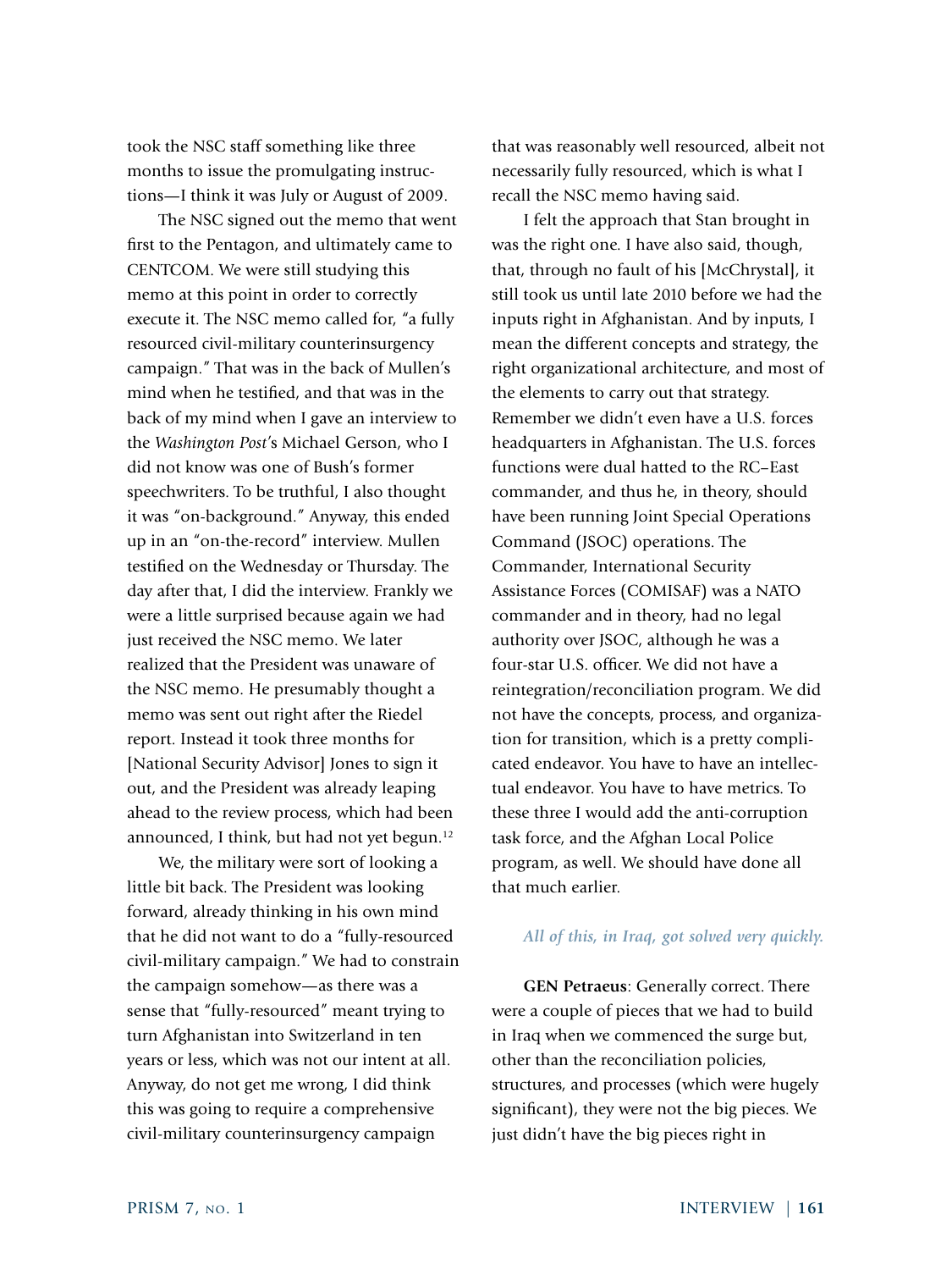took the NSC staff something like three months to issue the promulgating instructions—I think it was July or August of 2009.

The NSC signed out the memo that went first to the Pentagon, and ultimately came to CENTCOM. We were still studying this memo at this point in order to correctly execute it. The NSC memo called for, "a fully resourced civil-military counterinsurgency campaign." That was in the back of Mullen's mind when he testified, and that was in the back of my mind when I gave an interview to the *Washington Post*'s Michael Gerson, who I did not know was one of Bush's former speechwriters. To be truthful, I also thought it was "on-background." Anyway, this ended up in an "on-the-record" interview. Mullen testified on the Wednesday or Thursday. The day after that, I did the interview. Frankly we were a little surprised because again we had just received the NSC memo. We later realized that the President was unaware of the NSC memo. He presumably thought a memo was sent out right after the Riedel report. Instead it took three months for [National Security Advisor] Jones to sign it out, and the President was already leaping ahead to the review process, which had been announced, I think, but had not yet begun.[12]

We, the military were sort of looking a little bit back. The President was looking forward, already thinking in his own mind that he did not want to do a "fully-resourced civil-military campaign." We had to constrain the campaign somehow—as there was a sense that "fully-resourced" meant trying to turn Afghanistan into Switzerland in ten years or less, which was not our intent at all. Anyway, do not get me wrong, I did think this was going to require a comprehensive civil-military counterinsurgency campaign that was reasonably well resourced, albeit not necessarily fully resourced, which is what I recall the NSC memo having said.

I felt the approach that Stan brought in was the right one. I have also said, though, that, through no fault of his [McChrystal], it still took us until late 2010 before we had the inputs right in Afghanistan. And by inputs, I mean the different concepts and strategy, the right organizational architecture, and most of the elements to carry out that strategy. Remember we didn't even have a U.S. forces headquarters in Afghanistan. The U.S. forces functions were dual hatted to the RC–East commander, and thus he, in theory, should have been running Joint Special Operations Command (JSOC) operations. The Commander, International Security Assistance Forces (COMISAF) was a NATO commander and in theory, had no legal authority over JSOC, although he was a four-star U.S. officer. We did not have a reintegration/reconciliation program. We did not have the concepts, process, and organization for transition, which is a pretty complicated endeavor. You have to have an intellectual endeavor. You have to have metrics. To these three I would add the anti-corruption task force, and the Afghan Local Police program, as well. We should have done all that much earlier.

***All of this, in Iraq, got solved very quickly.***

**GEN Petraeus**: Generally correct. There were a couple of pieces that we had to build in Iraq when we commenced the surge but, other than the reconciliation policies, structures, and processes (which were hugely significant), they were not the big pieces. We just didn't have the big pieces right in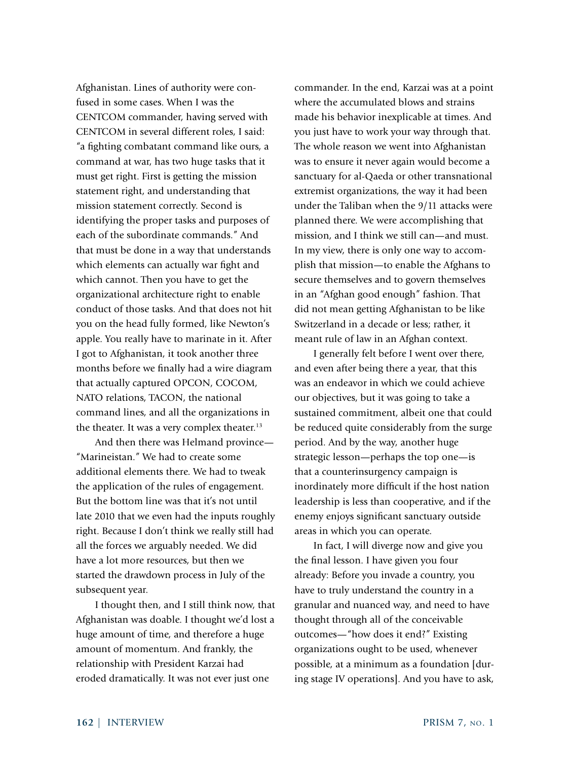Afghanistan. Lines of authority were confused in some cases. When I was the CENTCOM commander, having served with CENTCOM in several different roles, I said: "a fighting combatant command like ours, a command at war, has two huge tasks that it must get right. First is getting the mission statement right, and understanding that mission statement correctly. Second is identifying the proper tasks and purposes of each of the subordinate commands." And that must be done in a way that understands which elements can actually war fight and which cannot. Then you have to get the organizational architecture right to enable conduct of those tasks. And that does not hit you on the head fully formed, like Newton's apple. You really have to marinate in it. After I got to Afghanistan, it took another three months before we finally had a wire diagram that actually captured OPCON, COCOM, NATO relations, TACON, the national command lines, and all the organizations in the theater. It was a very complex theater.[13]

And then there was Helmand province—"Marineistan." We had to create some additional elements there. We had to tweak the application of the rules of engagement. But the bottom line was that it's not until late 2010 that we even had the inputs roughly right. Because I don't think we really still had all the forces we arguably needed. We did have a lot more resources, but then we started the drawdown process in July of the subsequent year.

I thought then, and I still think now, that Afghanistan was doable. I thought we'd lost a huge amount of time, and therefore a huge amount of momentum. And frankly, the relationship with President Karzai had eroded dramatically. It was not ever just one commander. In the end, Karzai was at a point where the accumulated blows and strains made his behavior inexplicable at times. And you just have to work your way through that. The whole reason we went into Afghanistan was to ensure it never again would become a sanctuary for al-Qaeda or other transnational extremist organizations, the way it had been under the Taliban when the 9/11 attacks were planned there. We were accomplishing that mission, and I think we still can—and must. In my view, there is only one way to accomplish that mission—to enable the Afghans to secure themselves and to govern themselves in an "Afghan good enough" fashion. That did not mean getting Afghanistan to be like Switzerland in a decade or less; rather, it meant rule of law in an Afghan context.

I generally felt before I went over there, and even after being there a year, that this was an endeavor in which we could achieve our objectives, but it was going to take a sustained commitment, albeit one that could be reduced quite considerably from the surge period. And by the way, another huge strategic lesson—perhaps the top one—is that a counterinsurgency campaign is inordinately more difficult if the host nation leadership is less than cooperative, and if the enemy enjoys significant sanctuary outside areas in which you can operate.

In fact, I will diverge now and give you the final lesson. I have given you four already: Before you invade a country, you have to truly understand the country in a granular and nuanced way, and need to have thought through all of the conceivable outcomes—"how does it end?" Existing organizations ought to be used, whenever possible, at a minimum as a foundation [during stage IV operations]. And you have to ask,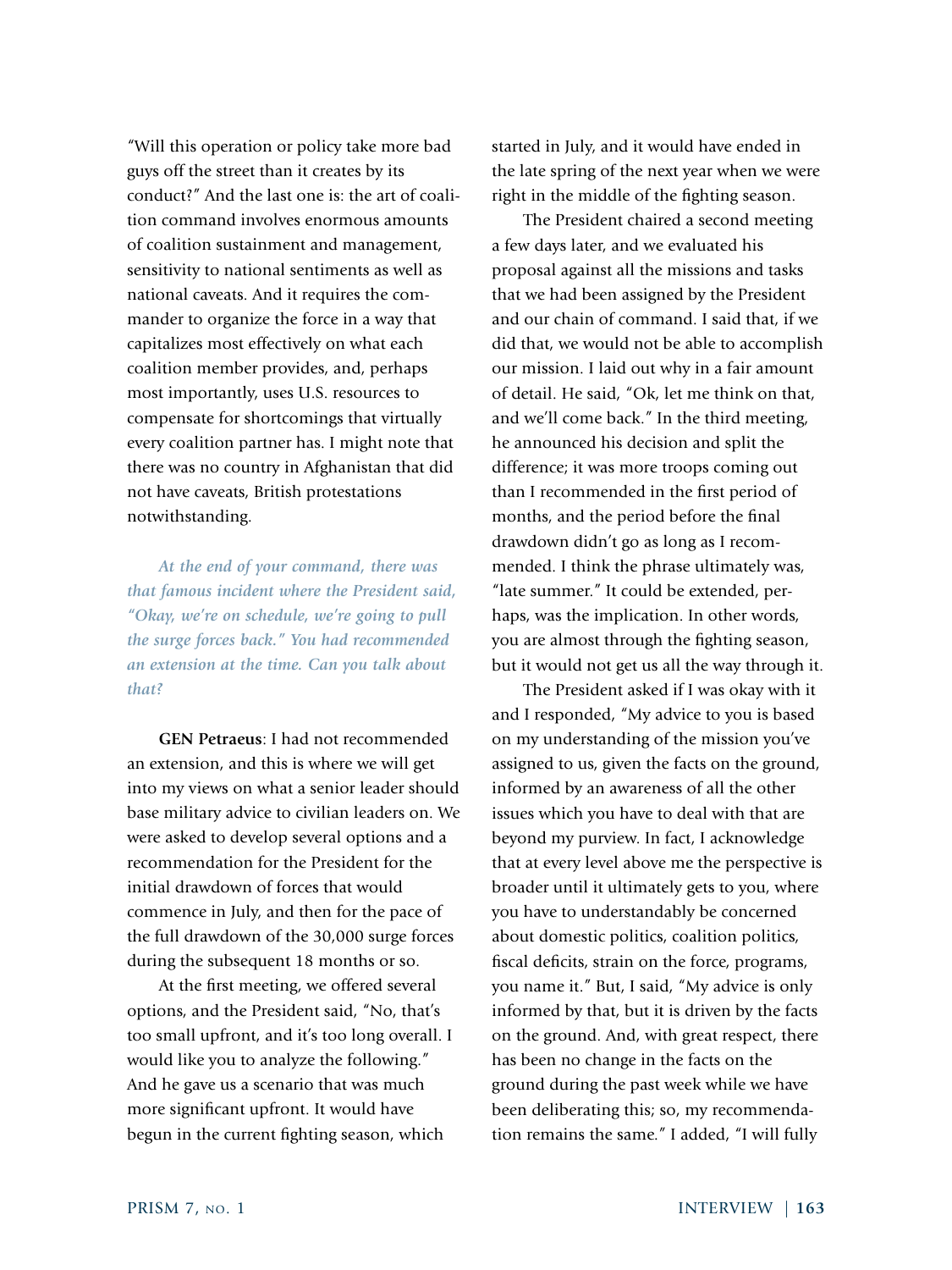"Will this operation or policy take more bad guys off the street than it creates by its conduct?" And the last one is: the art of coalition command involves enormous amounts of coalition sustainment and management, sensitivity to national sentiments as well as national caveats. And it requires the commander to organize the force in a way that capitalizes most effectively on what each coalition member provides, and, perhaps most importantly, uses U.S. resources to compensate for shortcomings that virtually every coalition partner has. I might note that there was no country in Afghanistan that did not have caveats, British protestations notwithstanding.

***At the end of your command, there was that famous incident where the President said, "Okay, we're on schedule, we're going to pull the surge forces back." You had recommended an extension at the time. Can you talk about that?***

**GEN Petraeus**: I had not recommended an extension, and this is where we will get into my views on what a senior leader should base military advice to civilian leaders on. We were asked to develop several options and a recommendation for the President for the initial drawdown of forces that would commence in July, and then for the pace of the full drawdown of the 30,000 surge forces during the subsequent 18 months or so.

At the first meeting, we offered several options, and the President said, "No, that's too small upfront, and it's too long overall. I would like you to analyze the following." And he gave us a scenario that was much more significant upfront. It would have begun in the current fighting season, which started in July, and it would have ended in the late spring of the next year when we were right in the middle of the fighting season.

The President chaired a second meeting a few days later, and we evaluated his proposal against all the missions and tasks that we had been assigned by the President and our chain of command. I said that, if we did that, we would not be able to accomplish our mission. I laid out why in a fair amount of detail. He said, "Ok, let me think on that, and we'll come back." In the third meeting, he announced his decision and split the difference; it was more troops coming out than I recommended in the first period of months, and the period before the final drawdown didn't go as long as I recommended. I think the phrase ultimately was, "late summer." It could be extended, perhaps, was the implication. In other words, you are almost through the fighting season, but it would not get us all the way through it.

The President asked if I was okay with it and I responded, "My advice to you is based on my understanding of the mission you've assigned to us, given the facts on the ground, informed by an awareness of all the other issues which you have to deal with that are beyond my purview. In fact, I acknowledge that at every level above me the perspective is broader until it ultimately gets to you, where you have to understandably be concerned about domestic politics, coalition politics, fiscal deficits, strain on the force, programs, you name it." But, I said, "My advice is only informed by that, but it is driven by the facts on the ground. And, with great respect, there has been no change in the facts on the ground during the past week while we have been deliberating this; so, my recommendation remains the same." I added, "I will fully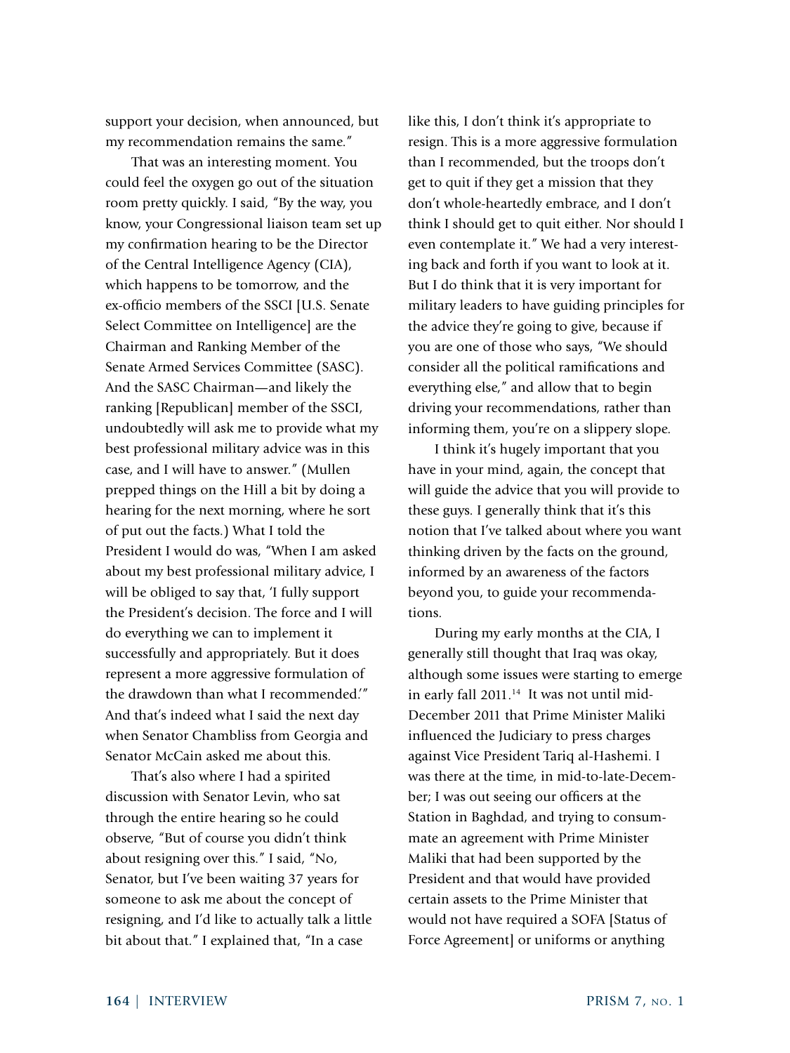support your decision, when announced, but my recommendation remains the same."

That was an interesting moment. You could feel the oxygen go out of the situation room pretty quickly. I said, "By the way, you know, your Congressional liaison team set up my confirmation hearing to be the Director of the Central Intelligence Agency (CIA), which happens to be tomorrow, and the ex-officio members of the SSCI [U.S. Senate Select Committee on Intelligence] are the Chairman and Ranking Member of the Senate Armed Services Committee (SASC). And the SASC Chairman—and likely the ranking [Republican] member of the SSCI, undoubtedly will ask me to provide what my best professional military advice was in this case, and I will have to answer." (Mullen prepped things on the Hill a bit by doing a hearing for the next morning, where he sort of put out the facts.) What I told the President I would do was, "When I am asked about my best professional military advice, I will be obliged to say that, 'I fully support the President's decision. The force and I will do everything we can to implement it successfully and appropriately. But it does represent a more aggressive formulation of the drawdown than what I recommended.'" And that's indeed what I said the next day when Senator Chambliss from Georgia and Senator McCain asked me about this.

That's also where I had a spirited discussion with Senator Levin, who sat through the entire hearing so he could observe, "But of course you didn't think about resigning over this." I said, "No, Senator, but I've been waiting 37 years for someone to ask me about the concept of resigning, and I'd like to actually talk a little bit about that." I explained that, "In a case like this, I don't think it's appropriate to resign. This is a more aggressive formulation than I recommended, but the troops don't get to quit if they get a mission that they don't whole-heartedly embrace, and I don't think I should get to quit either. Nor should I even contemplate it." We had a very interesting back and forth if you want to look at it. But I do think that it is very important for military leaders to have guiding principles for the advice they're going to give, because if you are one of those who says, "We should consider all the political ramifications and everything else," and allow that to begin driving your recommendations, rather than informing them, you're on a slippery slope.

I think it's hugely important that you have in your mind, again, the concept that will guide the advice that you will provide to these guys. I generally think that it's this notion that I've talked about where you want thinking driven by the facts on the ground, informed by an awareness of the factors beyond you, to guide your recommendations.

During my early months at the CIA, I generally still thought that Iraq was okay, although some issues were starting to emerge in early fall 2011.[14] It was not until mid-December 2011 that Prime Minister Maliki influenced the Judiciary to press charges against Vice President Tariq al-Hashemi. I was there at the time, in mid-to-late-December; I was out seeing our officers at the Station in Baghdad, and trying to consummate an agreement with Prime Minister Maliki that had been supported by the President and that would have provided certain assets to the Prime Minister that would not have required a SOFA [Status of Force Agreement] or uniforms or anything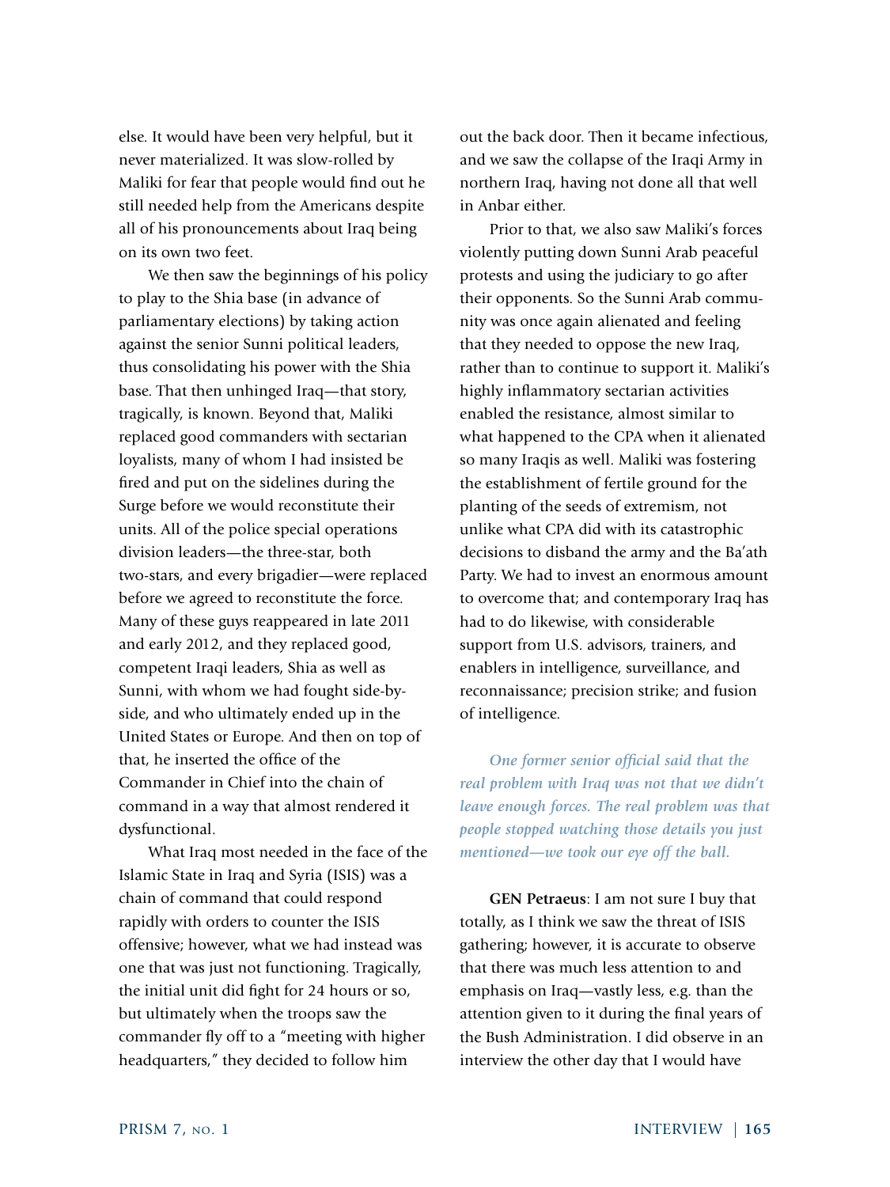else. It would have been very helpful, but it never materialized. It was slow-rolled by Maliki for fear that people would find out he still needed help from the Americans despite all of his pronouncements about Iraq being on its own two feet.

We then saw the beginnings of his policy to play to the Shia base (in advance of parliamentary elections) by taking action against the senior Sunni political leaders, thus consolidating his power with the Shia base. That then unhinged Iraq—that story, tragically, is known. Beyond that, Maliki replaced good commanders with sectarian loyalists, many of whom I had insisted be fired and put on the sidelines during the Surge before we would reconstitute their units. All of the police special operations division leaders—the three-star, both two-stars, and every brigadier—were replaced before we agreed to reconstitute the force. Many of these guys reappeared in late 2011 and early 2012, and they replaced good, competent Iraqi leaders, Shia as well as Sunni, with whom we had fought side-by-side, and who ultimately ended up in the United States or Europe. And then on top of that, he inserted the office of the Commander in Chief into the chain of command in a way that almost rendered it dysfunctional.

What Iraq most needed in the face of the Islamic State in Iraq and Syria (ISIS) was a chain of command that could respond rapidly with orders to counter the ISIS offensive; however, what we had instead was one that was just not functioning. Tragically, the initial unit did fight for 24 hours or so, but ultimately when the troops saw the commander fly off to a "meeting with higher headquarters," they decided to follow him out the back door. Then it became infectious, and we saw the collapse of the Iraqi Army in northern Iraq, having not done all that well in Anbar either.

Prior to that, we also saw Maliki's forces violently putting down Sunni Arab peaceful protests and using the judiciary to go after their opponents. So the Sunni Arab community was once again alienated and feeling that they needed to oppose the new Iraq, rather than to continue to support it. Maliki's highly inflammatory sectarian activities enabled the resistance, almost similar to what happened to the CPA when it alienated so many Iraqis as well. Maliki was fostering the establishment of fertile ground for the planting of the seeds of extremism, not unlike what CPA did with its catastrophic decisions to disband the army and the Ba'ath Party. We had to invest an enormous amount to overcome that; and contemporary Iraq has had to do likewise, with considerable support from U.S. advisors, trainers, and enablers in intelligence, surveillance, and reconnaissance; precision strike; and fusion of intelligence.

***One former senior official said that the real problem with Iraq was not that we didn't leave enough forces. The real problem was that people stopped watching those details you just mentioned—we took our eye off the ball.***

**GEN Petraeus**: I am not sure I buy that totally, as I think we saw the threat of ISIS gathering; however, it is accurate to observe that there was much less attention to and emphasis on Iraq—vastly less, e.g. than the attention given to it during the final years of the Bush Administration. I did observe in an interview the other day that I would have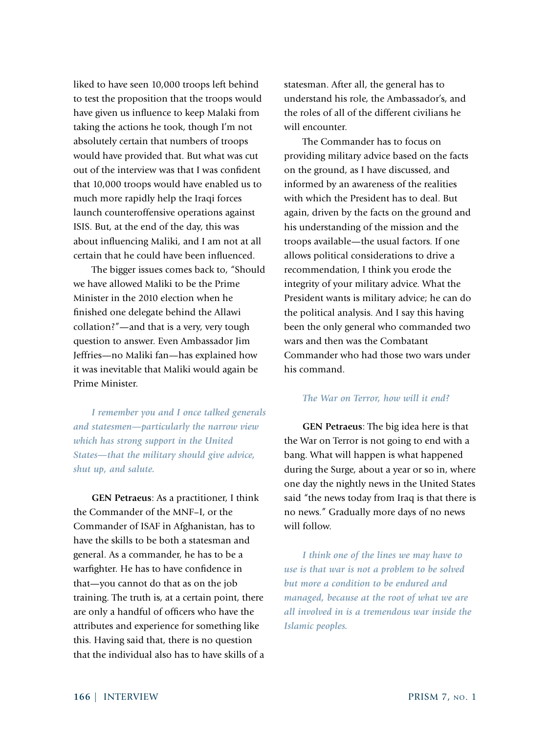liked to have seen 10,000 troops left behind to test the proposition that the troops would have given us influence to keep Malaki from taking the actions he took, though I'm not absolutely certain that numbers of troops would have provided that. But what was cut out of the interview was that I was confident that 10,000 troops would have enabled us to much more rapidly help the Iraqi forces launch counteroffensive operations against ISIS. But, at the end of the day, this was about influencing Maliki, and I am not at all certain that he could have been influenced.

The bigger issues comes back to, "Should we have allowed Maliki to be the Prime Minister in the 2010 election when he finished one delegate behind the Allawi collation?"—and that is a very, very tough question to answer. Even Ambassador Jim Jeffries—no Maliki fan—has explained how it was inevitable that Maliki would again be Prime Minister.

*I remember you and I once talked generals and statesmen—particularly the narrow view which has strong support in the United States—that the military should give advice, shut up, and salute.*

**GEN Petraeus**: As a practitioner, I think the Commander of the MNF–I, or the Commander of ISAF in Afghanistan, has to have the skills to be both a statesman and general. As a commander, he has to be a warfighter. He has to have confidence in that—you cannot do that as on the job training. The truth is, at a certain point, there are only a handful of officers who have the attributes and experience for something like this. Having said that, there is no question that the individual also has to have skills of a statesman. After all, the general has to understand his role, the Ambassador's, and the roles of all of the different civilians he will encounter.

The Commander has to focus on providing military advice based on the facts on the ground, as I have discussed, and informed by an awareness of the realities with which the President has to deal. But again, driven by the facts on the ground and his understanding of the mission and the troops available—the usual factors. If one allows political considerations to drive a recommendation, I think you erode the integrity of your military advice. What the President wants is military advice; he can do the political analysis. And I say this having been the only general who commanded two wars and then was the Combatant Commander who had those two wars under his command.

*The War on Terror, how will it end?*

**GEN Petraeus**: The big idea here is that the War on Terror is not going to end with a bang. What will happen is what happened during the Surge, about a year or so in, where one day the nightly news in the United States said "the news today from Iraq is that there is no news." Gradually more days of no news will follow.

*I think one of the lines we may have to use is that war is not a problem to be solved but more a condition to be endured and managed, because at the root of what we are all involved in is a tremendous war inside the Islamic peoples.*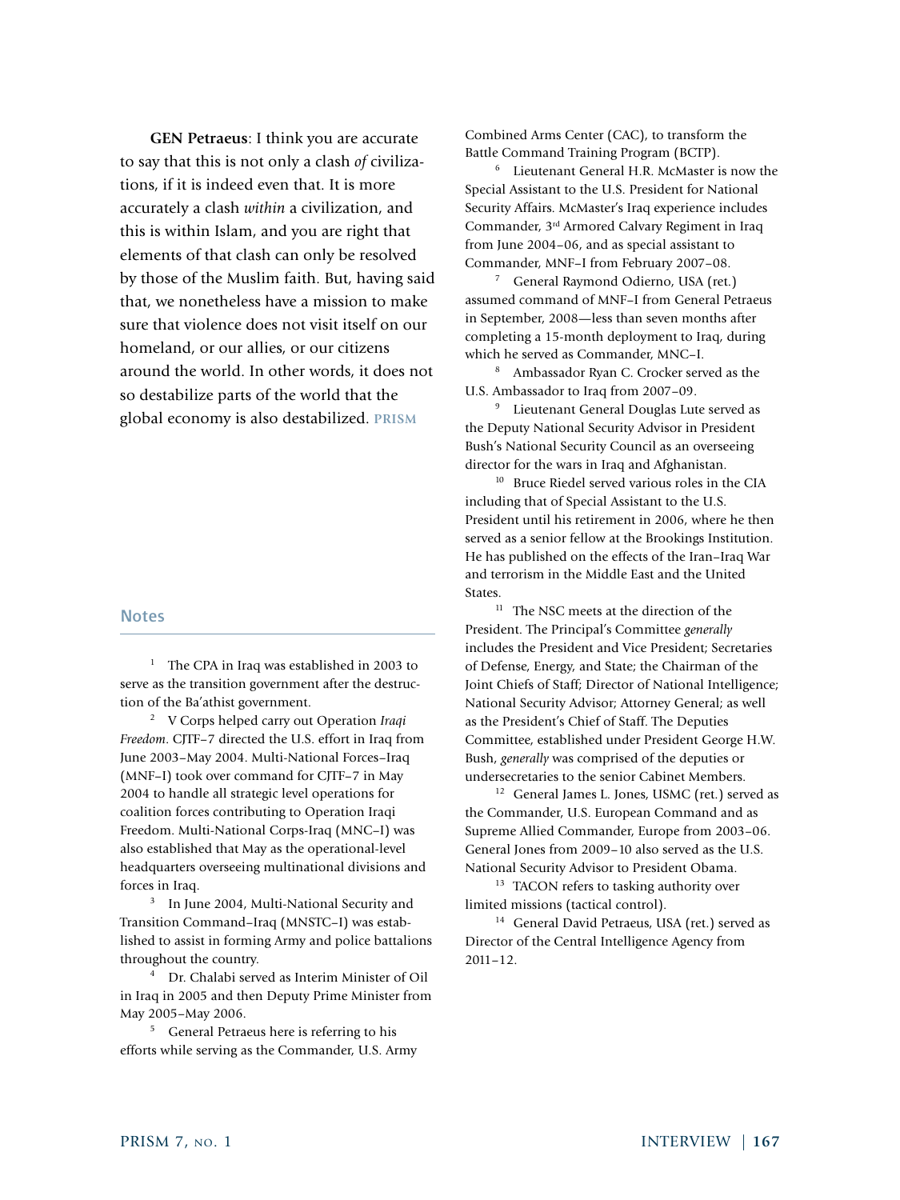**GEN Petraeus**: I think you are accurate to say that this is not only a clash *of* civilizations, if it is indeed even that. It is more accurately a clash *within* a civilization, and this is within Islam, and you are right that elements of that clash can only be resolved by those of the Muslim faith. But, having said that, we nonetheless have a mission to make sure that violence does not visit itself on our homeland, or our allies, or our citizens around the world. In other words, it does not so destabilize parts of the world that the global economy is also destabilized. PRISM

## Notes

[1] The CPA in Iraq was established in 2003 to serve as the transition government after the destruction of the Ba'athist government.

[2] V Corps helped carry out Operation *Iraqi Freedom*. CJTF–7 directed the U.S. effort in Iraq from June 2003–May 2004. Multi-National Forces–Iraq (MNF–I) took over command for CJTF–7 in May 2004 to handle all strategic level operations for coalition forces contributing to Operation Iraqi Freedom. Multi-National Corps-Iraq (MNC–I) was also established that May as the operational-level headquarters overseeing multinational divisions and forces in Iraq.

[3] In June 2004, Multi-National Security and Transition Command–Iraq (MNSTC–I) was established to assist in forming Army and police battalions throughout the country.

[4] Dr. Chalabi served as Interim Minister of Oil in Iraq in 2005 and then Deputy Prime Minister from May 2005–May 2006.

[5] General Petraeus here is referring to his efforts while serving as the Commander, U.S. Army Combined Arms Center (CAC), to transform the Battle Command Training Program (BCTP).

[6] Lieutenant General H.R. McMaster is now the Special Assistant to the U.S. President for National Security Affairs. McMaster's Iraq experience includes Commander, 3rd Armored Calvary Regiment in Iraq from June 2004–06, and as special assistant to Commander, MNF–I from February 2007–08.

[7] General Raymond Odierno, USA (ret.) assumed command of MNF–I from General Petraeus in September, 2008—less than seven months after completing a 15-month deployment to Iraq, during which he served as Commander, MNC–I.

[8] Ambassador Ryan C. Crocker served as the U.S. Ambassador to Iraq from 2007–09.

[9] Lieutenant General Douglas Lute served as the Deputy National Security Advisor in President Bush's National Security Council as an overseeing director for the wars in Iraq and Afghanistan.

[10] Bruce Riedel served various roles in the CIA including that of Special Assistant to the U.S. President until his retirement in 2006, where he then served as a senior fellow at the Brookings Institution. He has published on the effects of the Iran–Iraq War and terrorism in the Middle East and the United States.

[11] The NSC meets at the direction of the President. The Principal's Committee *generally* includes the President and Vice President; Secretaries of Defense, Energy, and State; the Chairman of the Joint Chiefs of Staff; Director of National Intelligence; National Security Advisor; Attorney General; as well as the President's Chief of Staff. The Deputies Committee, established under President George H.W. Bush, *generally* was comprised of the deputies or undersecretaries to the senior Cabinet Members.

[12] General James L. Jones, USMC (ret.) served as the Commander, U.S. European Command and as Supreme Allied Commander, Europe from 2003–06. General Jones from 2009–10 also served as the U.S. National Security Advisor to President Obama.

[13] TACON refers to tasking authority over limited missions (tactical control).

[14] General David Petraeus, USA (ret.) served as Director of the Central Intelligence Agency from 2011–12.